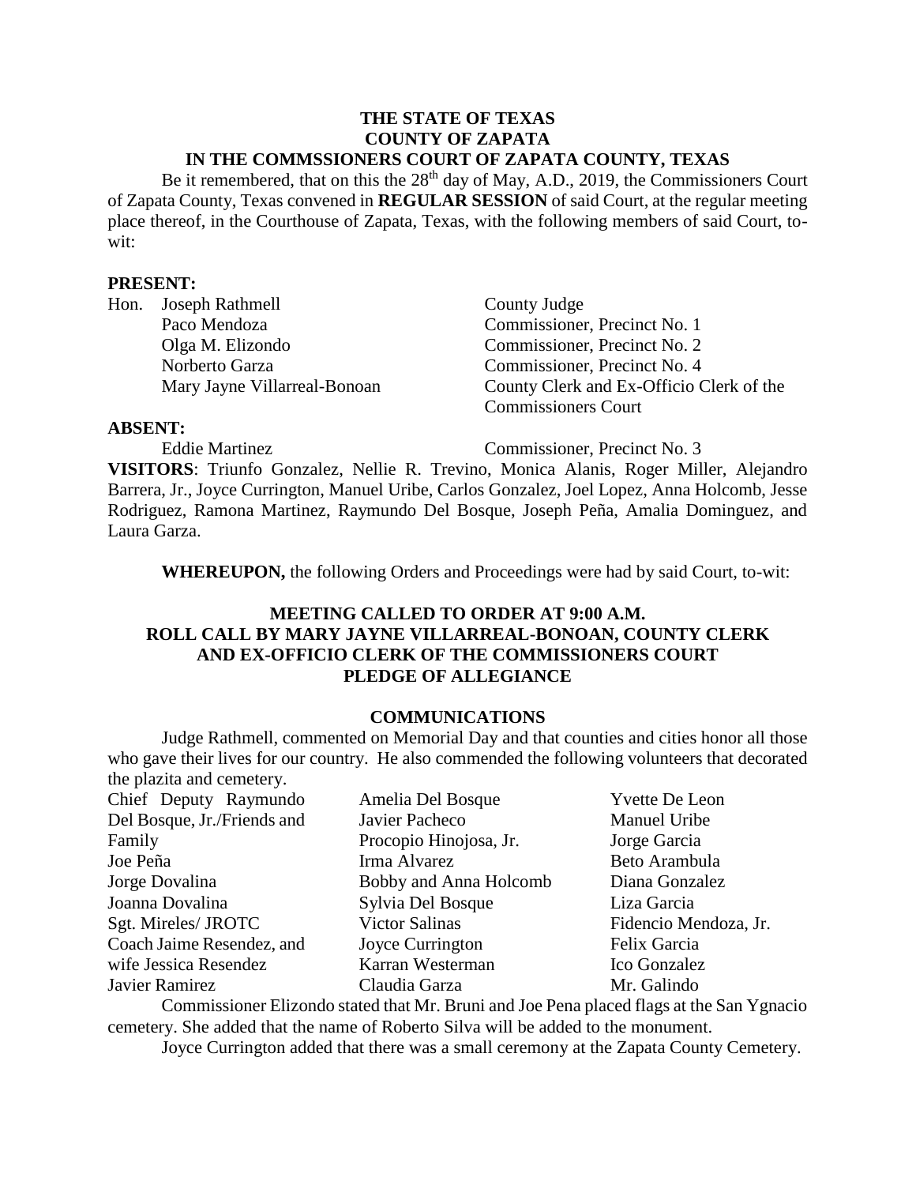**THE STATE OF TEXAS**
**COUNTY OF ZAPATA**
**IN THE COMMSSIONERS COURT OF ZAPATA COUNTY, TEXAS**

Be it remembered, that on this the 28th day of May, A.D., 2019, the Commissioners Court of Zapata County, Texas convened in **REGULAR SESSION** of said Court, at the regular meeting place thereof, in the Courthouse of Zapata, Texas, with the following members of said Court, to-wit:

**PRESENT:**

| | |
|---|---|
| Hon. Joseph Rathmell | County Judge |
| Paco Mendoza | Commissioner, Precinct No. 1 |
| Olga M. Elizondo | Commissioner, Precinct No. 2 |
| Norberto Garza | Commissioner, Precinct No. 4 |
| Mary Jayne Villarreal-Bonoan | County Clerk and Ex-Officio Clerk of the Commissioners Court |

**ABSENT:**

| | |
|---|---|
| Eddie Martinez | Commissioner, Precinct No. 3 |

**VISITORS**: Triunfo Gonzalez, Nellie R. Trevino, Monica Alanis, Roger Miller, Alejandro Barrera, Jr., Joyce Currington, Manuel Uribe, Carlos Gonzalez, Joel Lopez, Anna Holcomb, Jesse Rodriguez, Ramona Martinez, Raymundo Del Bosque, Joseph Peña, Amalia Dominguez, and Laura Garza.

**WHEREUPON,** the following Orders and Proceedings were had by said Court, to-wit:

**MEETING CALLED TO ORDER AT 9:00 A.M.**
**ROLL CALL BY MARY JAYNE VILLARREAL-BONOAN, COUNTY CLERK AND EX-OFFICIO CLERK OF THE COMMISSIONERS COURT**
**PLEDGE OF ALLEGIANCE**

**COMMUNICATIONS**

Judge Rathmell, commented on Memorial Day and that counties and cities honor all those who gave their lives for our country. He also commended the following volunteers that decorated the plazita and cemetery.

- Chief Deputy Raymundo Del Bosque, Jr./Friends and Family
- Joe Peña
- Jorge Dovalina
- Joanna Dovalina
- Sgt. Mireles/ JROTC
- Coach Jaime Resendez, and wife Jessica Resendez
- Javier Ramirez
- Amelia Del Bosque
- Javier Pacheco
- Procopio Hinojosa, Jr.
- Irma Alvarez
- Bobby and Anna Holcomb
- Sylvia Del Bosque
- Victor Salinas
- Joyce Currington
- Karran Westerman
- Claudia Garza
- Yvette De Leon
- Manuel Uribe
- Jorge Garcia
- Beto Arambula
- Diana Gonzalez
- Liza Garcia
- Fidencio Mendoza, Jr.
- Felix Garcia
- Ico Gonzalez
- Mr. Galindo

Commissioner Elizondo stated that Mr. Bruni and Joe Pena placed flags at the San Ygnacio cemetery. She added that the name of Roberto Silva will be added to the monument.

Joyce Currington added that there was a small ceremony at the Zapata County Cemetery.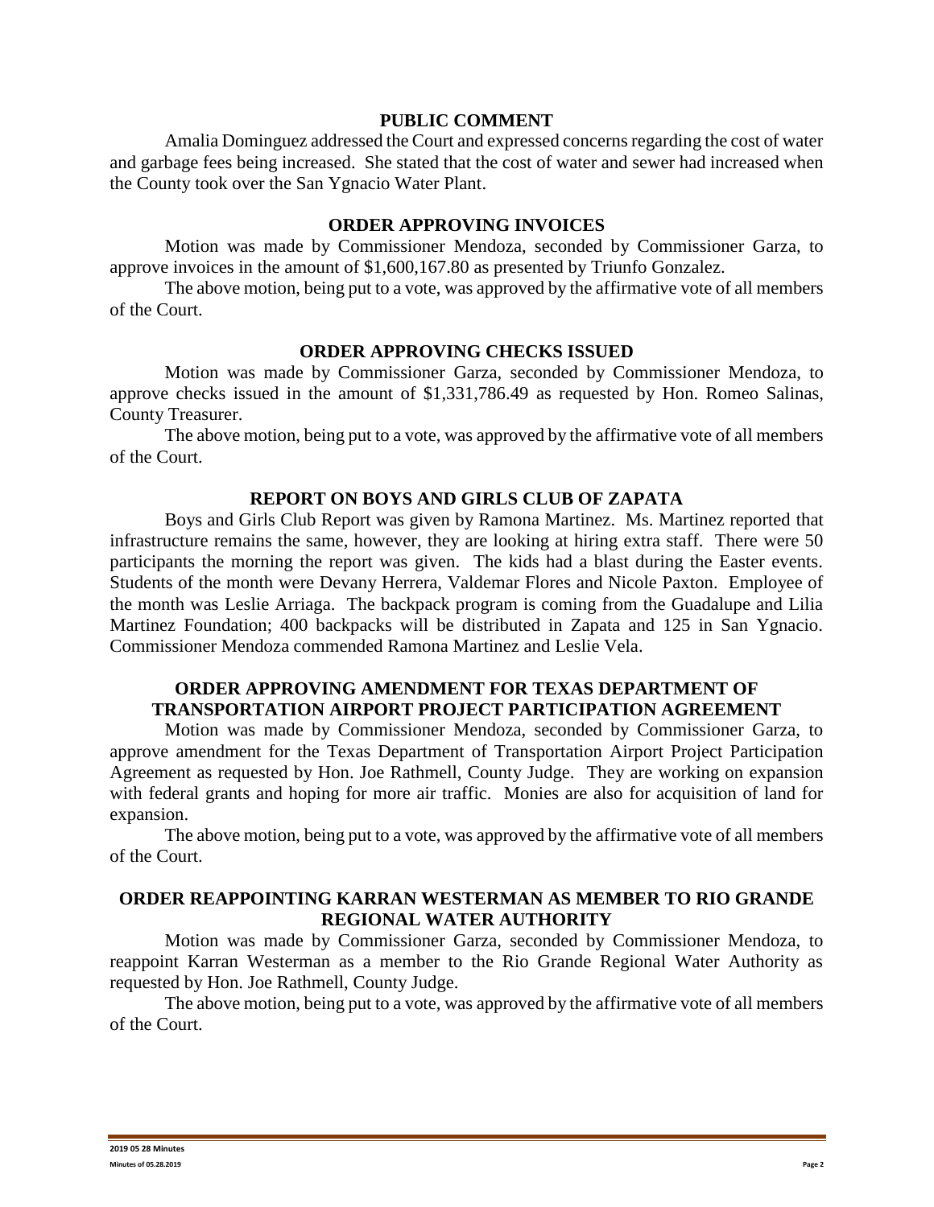## PUBLIC COMMENT

Amalia Dominguez addressed the Court and expressed concerns regarding the cost of water and garbage fees being increased. She stated that the cost of water and sewer had increased when the County took over the San Ygnacio Water Plant.

## ORDER APPROVING INVOICES

Motion was made by Commissioner Mendoza, seconded by Commissioner Garza, to approve invoices in the amount of $1,600,167.80 as presented by Triunfo Gonzalez.

The above motion, being put to a vote, was approved by the affirmative vote of all members of the Court.

## ORDER APPROVING CHECKS ISSUED

Motion was made by Commissioner Garza, seconded by Commissioner Mendoza, to approve checks issued in the amount of $1,331,786.49 as requested by Hon. Romeo Salinas, County Treasurer.

The above motion, being put to a vote, was approved by the affirmative vote of all members of the Court.

## REPORT ON BOYS AND GIRLS CLUB OF ZAPATA

Boys and Girls Club Report was given by Ramona Martinez. Ms. Martinez reported that infrastructure remains the same, however, they are looking at hiring extra staff. There were 50 participants the morning the report was given. The kids had a blast during the Easter events. Students of the month were Devany Herrera, Valdemar Flores and Nicole Paxton. Employee of the month was Leslie Arriaga. The backpack program is coming from the Guadalupe and Lilia Martinez Foundation; 400 backpacks will be distributed in Zapata and 125 in San Ygnacio. Commissioner Mendoza commended Ramona Martinez and Leslie Vela.

## ORDER APPROVING AMENDMENT FOR TEXAS DEPARTMENT OF TRANSPORTATION AIRPORT PROJECT PARTICIPATION AGREEMENT

Motion was made by Commissioner Mendoza, seconded by Commissioner Garza, to approve amendment for the Texas Department of Transportation Airport Project Participation Agreement as requested by Hon. Joe Rathmell, County Judge. They are working on expansion with federal grants and hoping for more air traffic. Monies are also for acquisition of land for expansion.

The above motion, being put to a vote, was approved by the affirmative vote of all members of the Court.

## ORDER REAPPOINTING KARRAN WESTERMAN AS MEMBER TO RIO GRANDE REGIONAL WATER AUTHORITY

Motion was made by Commissioner Garza, seconded by Commissioner Mendoza, to reappoint Karran Westerman as a member to the Rio Grande Regional Water Authority as requested by Hon. Joe Rathmell, County Judge.

The above motion, being put to a vote, was approved by the affirmative vote of all members of the Court.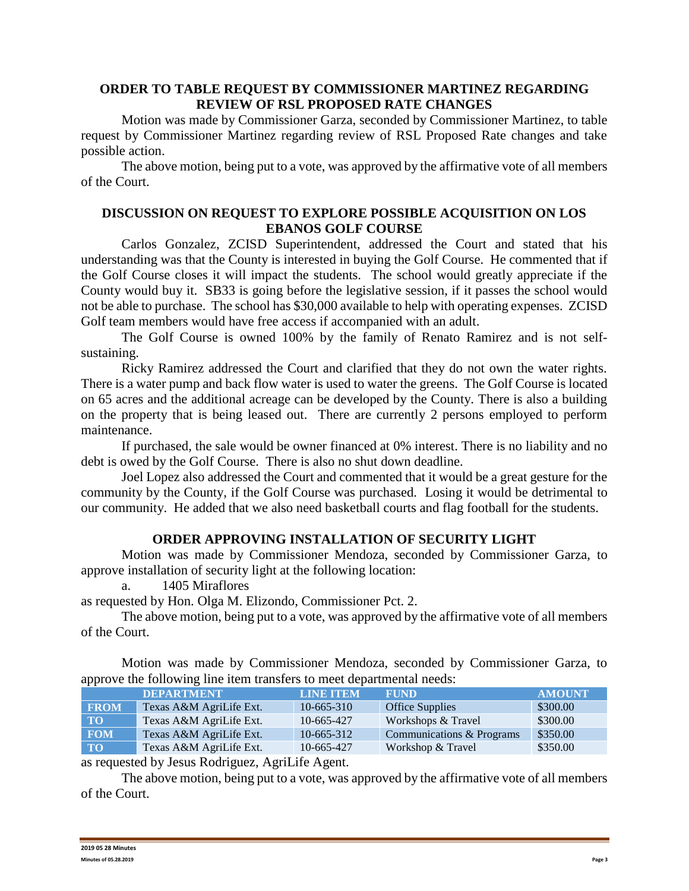## ORDER TO TABLE REQUEST BY COMMISSIONER MARTINEZ REGARDING REVIEW OF RSL PROPOSED RATE CHANGES

Motion was made by Commissioner Garza, seconded by Commissioner Martinez, to table request by Commissioner Martinez regarding review of RSL Proposed Rate changes and take possible action.

The above motion, being put to a vote, was approved by the affirmative vote of all members of the Court.

## DISCUSSION ON REQUEST TO EXPLORE POSSIBLE ACQUISITION ON LOS EBANOS GOLF COURSE

Carlos Gonzalez, ZCISD Superintendent, addressed the Court and stated that his understanding was that the County is interested in buying the Golf Course. He commented that if the Golf Course closes it will impact the students. The school would greatly appreciate if the County would buy it. SB33 is going before the legislative session, if it passes the school would not be able to purchase. The school has $30,000 available to help with operating expenses. ZCISD Golf team members would have free access if accompanied with an adult.

The Golf Course is owned 100% by the family of Renato Ramirez and is not self-sustaining.

Ricky Ramirez addressed the Court and clarified that they do not own the water rights. There is a water pump and back flow water is used to water the greens. The Golf Course is located on 65 acres and the additional acreage can be developed by the County. There is also a building on the property that is being leased out. There are currently 2 persons employed to perform maintenance.

If purchased, the sale would be owner financed at 0% interest. There is no liability and no debt is owed by the Golf Course. There is also no shut down deadline.

Joel Lopez also addressed the Court and commented that it would be a great gesture for the community by the County, if the Golf Course was purchased. Losing it would be detrimental to our community. He added that we also need basketball courts and flag football for the students.

## ORDER APPROVING INSTALLATION OF SECURITY LIGHT

Motion was made by Commissioner Mendoza, seconded by Commissioner Garza, to approve installation of security light at the following location:

a. 1405 Miraflores

as requested by Hon. Olga M. Elizondo, Commissioner Pct. 2.

The above motion, being put to a vote, was approved by the affirmative vote of all members of the Court.

Motion was made by Commissioner Mendoza, seconded by Commissioner Garza, to approve the following line item transfers to meet departmental needs:

| | DEPARTMENT | LINE ITEM | FUND | AMOUNT |
|---|---|---|---|---|
| FROM | Texas A&M AgriLife Ext. | 10-665-310 | Office Supplies | $300.00 |
| TO | Texas A&M AgriLife Ext. | 10-665-427 | Workshops & Travel | $300.00 |
| FOM | Texas A&M AgriLife Ext. | 10-665-312 | Communications & Programs | $350.00 |
| TO | Texas A&M AgriLife Ext. | 10-665-427 | Workshop & Travel | $350.00 |

as requested by Jesus Rodriguez, AgriLife Agent.

The above motion, being put to a vote, was approved by the affirmative vote of all members of the Court.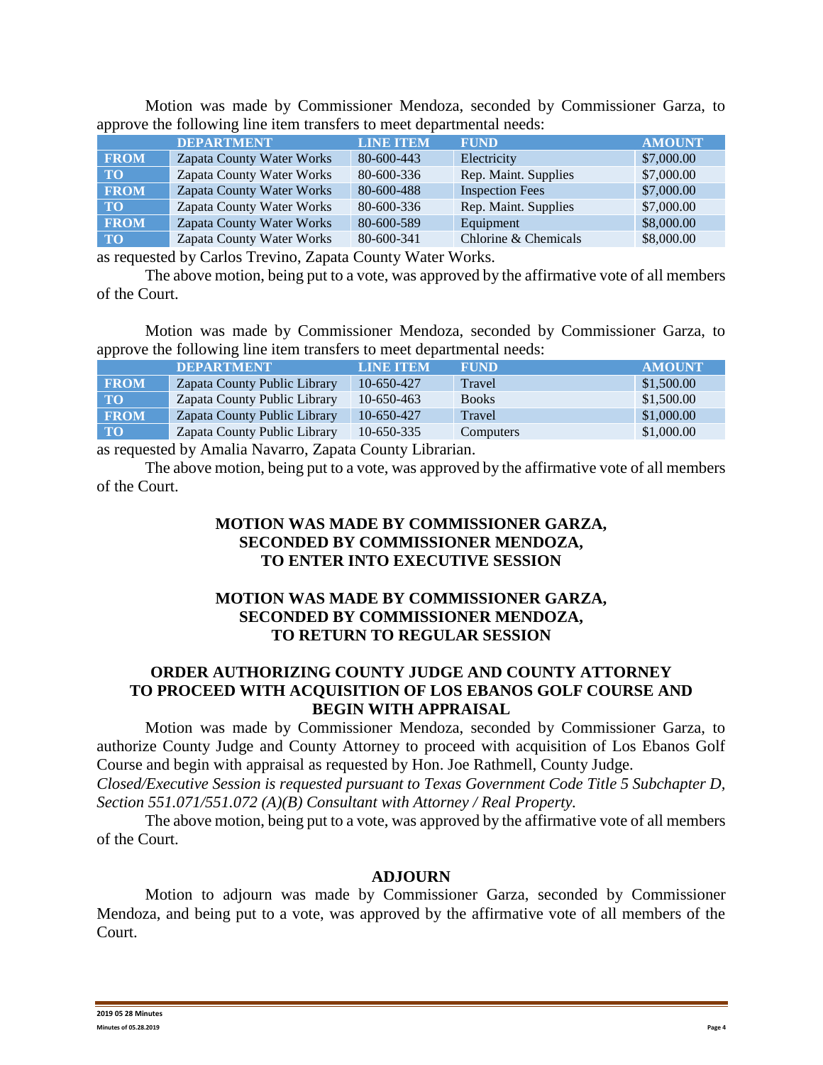Motion was made by Commissioner Mendoza, seconded by Commissioner Garza, to approve the following line item transfers to meet departmental needs:

| | DEPARTMENT | LINE ITEM | FUND | AMOUNT |
|---|---|---|---|---|
| FROM | Zapata County Water Works | 80-600-443 | Electricity | $7,000.00 |
| TO | Zapata County Water Works | 80-600-336 | Rep. Maint. Supplies | $7,000.00 |
| FROM | Zapata County Water Works | 80-600-488 | Inspection Fees | $7,000.00 |
| TO | Zapata County Water Works | 80-600-336 | Rep. Maint. Supplies | $7,000.00 |
| FROM | Zapata County Water Works | 80-600-589 | Equipment | $8,000.00 |
| TO | Zapata County Water Works | 80-600-341 | Chlorine & Chemicals | $8,000.00 |

as requested by Carlos Trevino, Zapata County Water Works.

The above motion, being put to a vote, was approved by the affirmative vote of all members of the Court.

Motion was made by Commissioner Mendoza, seconded by Commissioner Garza, to approve the following line item transfers to meet departmental needs:

| | DEPARTMENT | LINE ITEM | FUND | AMOUNT |
|---|---|---|---|---|
| FROM | Zapata County Public Library | 10-650-427 | Travel | $1,500.00 |
| TO | Zapata County Public Library | 10-650-463 | Books | $1,500.00 |
| FROM | Zapata County Public Library | 10-650-427 | Travel | $1,000.00 |
| TO | Zapata County Public Library | 10-650-335 | Computers | $1,000.00 |

as requested by Amalia Navarro, Zapata County Librarian.

The above motion, being put to a vote, was approved by the affirmative vote of all members of the Court.

**MOTION WAS MADE BY COMMISSIONER GARZA, SECONDED BY COMMISSIONER MENDOZA, TO ENTER INTO EXECUTIVE SESSION**

**MOTION WAS MADE BY COMMISSIONER GARZA, SECONDED BY COMMISSIONER MENDOZA, TO RETURN TO REGULAR SESSION**

## ORDER AUTHORIZING COUNTY JUDGE AND COUNTY ATTORNEY TO PROCEED WITH ACQUISITION OF LOS EBANOS GOLF COURSE AND BEGIN WITH APPRAISAL

Motion was made by Commissioner Mendoza, seconded by Commissioner Garza, to authorize County Judge and County Attorney to proceed with acquisition of Los Ebanos Golf Course and begin with appraisal as requested by Hon. Joe Rathmell, County Judge.

*Closed/Executive Session is requested pursuant to Texas Government Code Title 5 Subchapter D, Section 551.071/551.072 (A)(B) Consultant with Attorney / Real Property.*

The above motion, being put to a vote, was approved by the affirmative vote of all members of the Court.

## ADJOURN

Motion to adjourn was made by Commissioner Garza, seconded by Commissioner Mendoza, and being put to a vote, was approved by the affirmative vote of all members of the Court.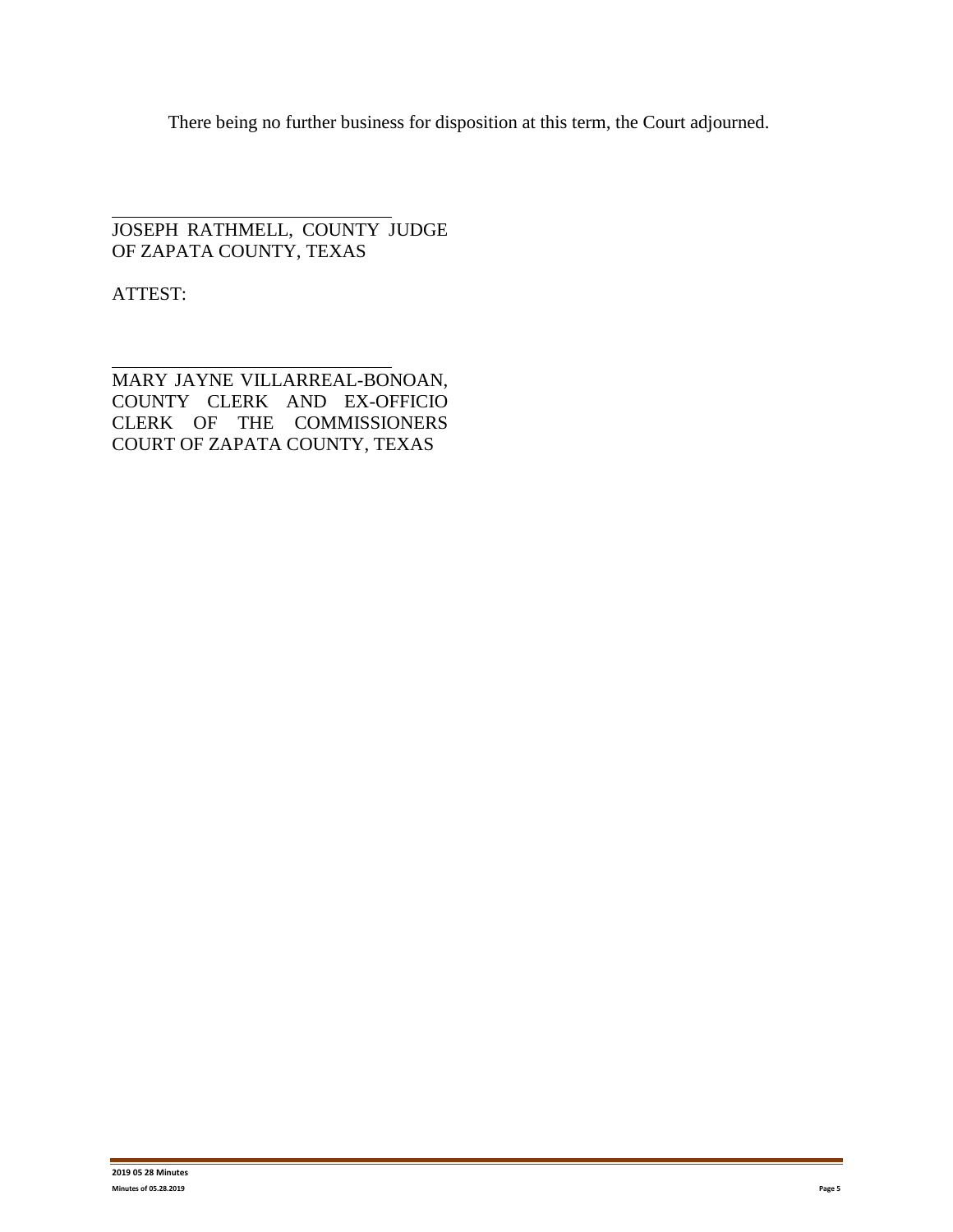There being no further business for disposition at this term, the Court adjourned.

\_\_\_\_\_\_\_\_\_\_\_\_\_\_\_\_\_\_\_\_\_\_\_\_\_\_\_\_\_\_\_\_

JOSEPH RATHMELL, COUNTY JUDGE
OF ZAPATA COUNTY, TEXAS

ATTEST:

\_\_\_\_\_\_\_\_\_\_\_\_\_\_\_\_\_\_\_\_\_\_\_\_\_\_\_\_\_\_\_\_

MARY JAYNE VILLARREAL-BONOAN,
COUNTY CLERK AND EX-OFFICIO
CLERK OF THE COMMISSIONERS
COURT OF ZAPATA COUNTY, TEXAS